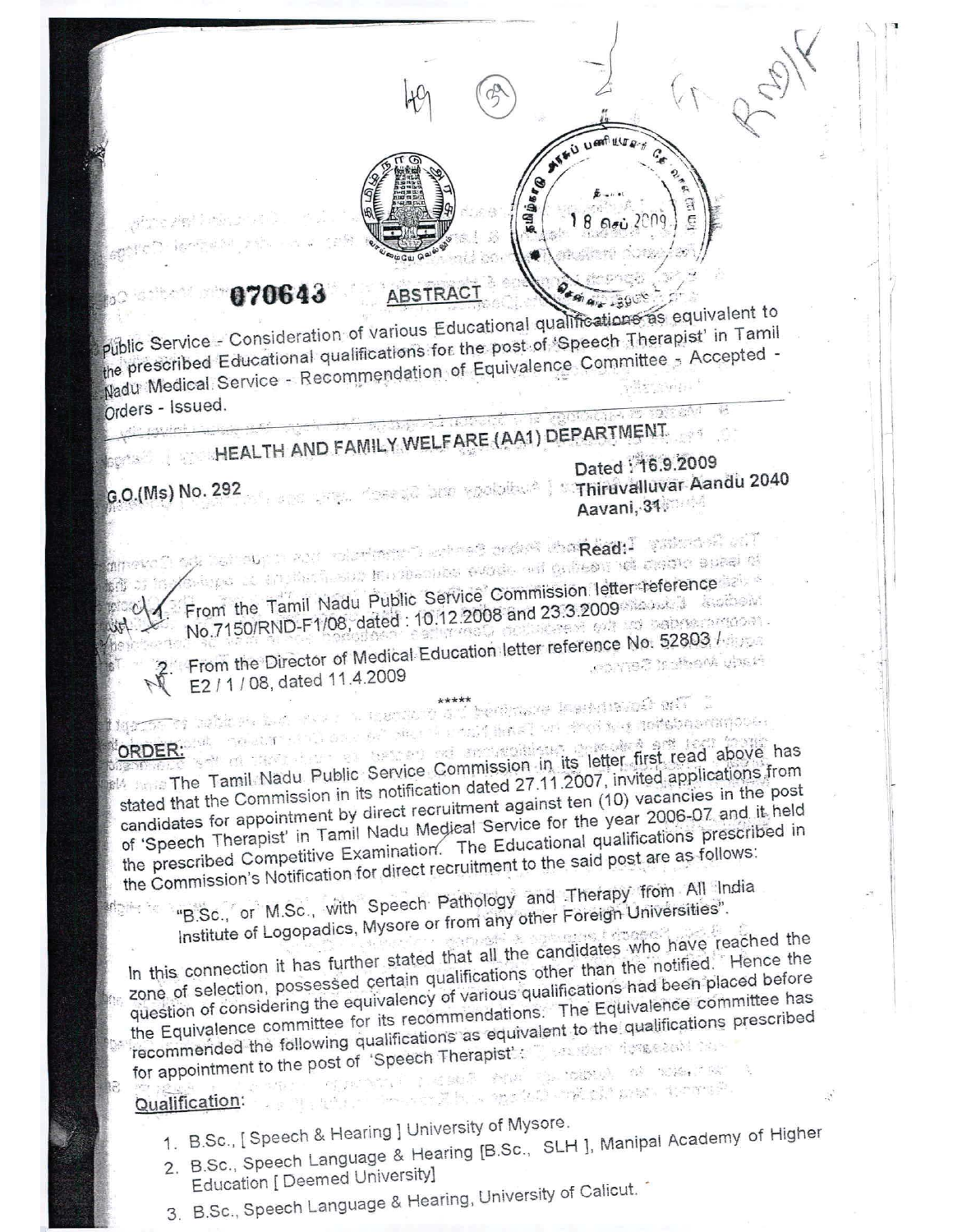070643

## ABSTRACT

Public Service - Consideration of various Educational qualifications as equivalent to the prescribed Educational qualifications for the post of 'Speech Therapist' in Tamil Nadu Medical Service - Recommendation of Equivalence Committee - Accepted - Orders - Issued.

---

### HEALTH AND FAMILY WELFARE (AA1) DEPARTMENT

G.O.(Ms) No. 292

Dated : 16.9.2009
Thiruvalluvar Aandu 2040
Aavani, 31.

**Read:-**

1. From the Tamil Nadu Public Service Commission letter reference No.7150/RND-F1/08, dated : 10.12.2008 and 23.3.2009
2. From the Director of Medical Education letter reference No. 52803 / E2 / 1 / 08, dated 11.4.2009

\*\*\*\*\*

**ORDER:**

The Tamil Nadu Public Service Commission in its letter first read above has stated that the Commission in its notification dated 27.11.2007, invited applications from candidates for appointment by direct recruitment against ten (10) vacancies in the post of 'Speech Therapist' in Tamil Nadu Medical Service for the year 2006-07 and it held the prescribed Competitive Examination. The Educational qualifications prescribed in the Commission's Notification for direct recruitment to the said post are as follows:

"B.Sc., or M.Sc., with Speech Pathology and Therapy from All India Institute of Logopadics, Mysore or from any other Foreign Universities".

In this connection it has further stated that all the candidates who have reached the zone of selection, possessed certain qualifications other than the notified. Hence the question of considering the equivalency of various qualifications had been placed before the Equivalence committee for its recommendations. The Equivalence committee has recommended the following qualifications as equivalent to the qualifications prescribed for appointment to the post of 'Speech Therapist':

**Qualification:**

1. B.Sc., [ Speech & Hearing ] University of Mysore.
2. B.Sc., Speech Language & Hearing [B.Sc., SLH ], Manipal Academy of Higher Education [ Deemed University]
3. B.Sc., Speech Language & Hearing, University of Calicut.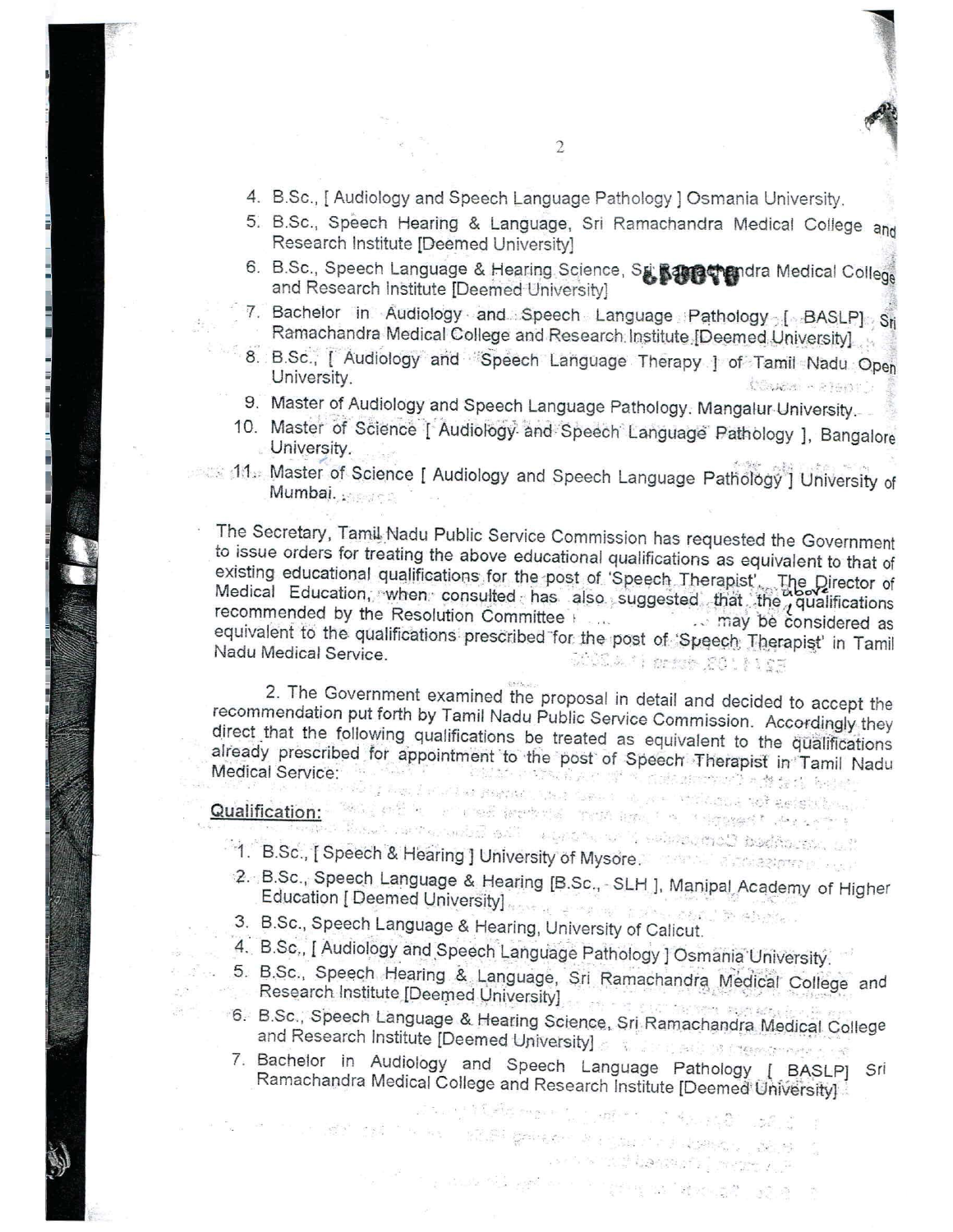4. B.Sc., [ Audiology and Speech Language Pathology ] Osmania University.
5. B.Sc., Speech Hearing & Language, Sri Ramachandra Medical College and Research Institute [Deemed University]
6. B.Sc., Speech Language & Hearing Science, Sri Ramachandra Medical College and Research Institute [Deemed University]
7. Bachelor in Audiology and Speech Language Pathology [ BASLP] Sri Ramachandra Medical College and Research Institute [Deemed University]
8. B.Sc., [ Audiology and Speech Language Therapy ] of Tamil Nadu Open University.
9. Master of Audiology and Speech Language Pathology. Mangalur University.
10. Master of Science [ Audiology and Speech Language Pathology ], Bangalore University.
11. Master of Science [ Audiology and Speech Language Pathology ] University of Mumbai.

The Secretary, Tamil Nadu Public Service Commission has requested the Government to issue orders for treating the above educational qualifications as equivalent to that of existing educational qualifications for the post of 'Speech Therapist'. The Director of Medical Education, when consulted has also suggested that the above qualifications recommended by the Resolution Committee ... may be considered as equivalent to the qualifications prescribed for the post of 'Speech Therapist' in Tamil Nadu Medical Service.

2. The Government examined the proposal in detail and decided to accept the recommendation put forth by Tamil Nadu Public Service Commission. Accordingly they direct that the following qualifications be treated as equivalent to the qualifications already prescribed for appointment to the post of Speech Therapist in Tamil Nadu Medical Service:

**Qualification:**

1. B.Sc., [ Speech & Hearing ] University of Mysore.
2. B.Sc., Speech Language & Hearing [B.Sc., SLH ], Manipal Academy of Higher Education [ Deemed University]
3. B.Sc., Speech Language & Hearing, University of Calicut.
4. B.Sc., [ Audiology and Speech Language Pathology ] Osmania University.
5. B.Sc., Speech Hearing & Language, Sri Ramachandra Medical College and Research Institute [Deemed University]
6. B.Sc., Speech Language & Hearing Science, Sri Ramachandra Medical College and Research Institute [Deemed University]
7. Bachelor in Audiology and Speech Language Pathology [ BASLP] Sri Ramachandra Medical College and Research Institute [Deemed University]